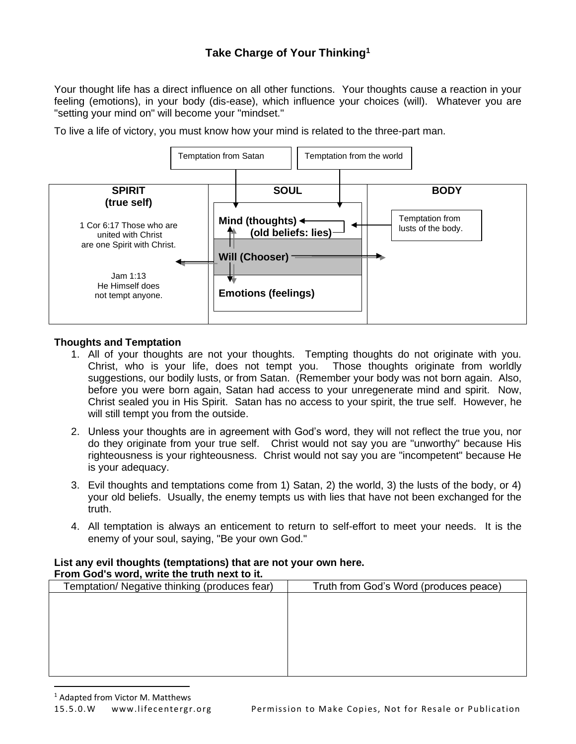# Take Charge of Your Thinking[1]

Your thought life has a direct influence on all other functions. Your thoughts cause a reaction in your feeling (emotions), in your body (dis-ease), which influence your choices (will). Whatever you are "setting your mind on" will become your "mindset."

To live a life of victory, you must know how your mind is related to the three-part man.

Temptation from Satan | Temptation from the world

| SPIRIT (true self) | SOUL | BODY |
|---|---|---|
| 1 Cor 6:17 Those who are united with Christ are one Spirit with Christ. | Mind (thoughts) (old beliefs: lies) | Temptation from lusts of the body. |
| Jam 1:13 He Himself does not tempt anyone. | Will (Chooser) | |
| | Emotions (feelings) | |

### Thoughts and Temptation

1. All of your thoughts are not your thoughts. Tempting thoughts do not originate with you. Christ, who is your life, does not tempt you. Those thoughts originate from worldly suggestions, our bodily lusts, or from Satan. (Remember your body was not born again. Also, before you were born again, Satan had access to your unregenerate mind and spirit. Now, Christ sealed you in His Spirit. Satan has no access to your spirit, the true self. However, he will still tempt you from the outside.
2. Unless your thoughts are in agreement with God's word, they will not reflect the true you, nor do they originate from your true self. Christ would not say you are "unworthy" because His righteousness is your righteousness. Christ would not say you are "incompetent" because He is your adequacy.
3. Evil thoughts and temptations come from 1) Satan, 2) the world, 3) the lusts of the body, or 4) your old beliefs. Usually, the enemy tempts us with lies that have not been exchanged for the truth.
4. All temptation is always an enticement to return to self-effort to meet your needs. It is the enemy of your soul, saying, "Be your own God."

**List any evil thoughts (temptations) that are not your own here.**
**From God's word, write the truth next to it.**

| Temptation/ Negative thinking (produces fear) | Truth from God's Word (produces peace) |
|---|---|
| | |

[1] Adapted from Victor M. Matthews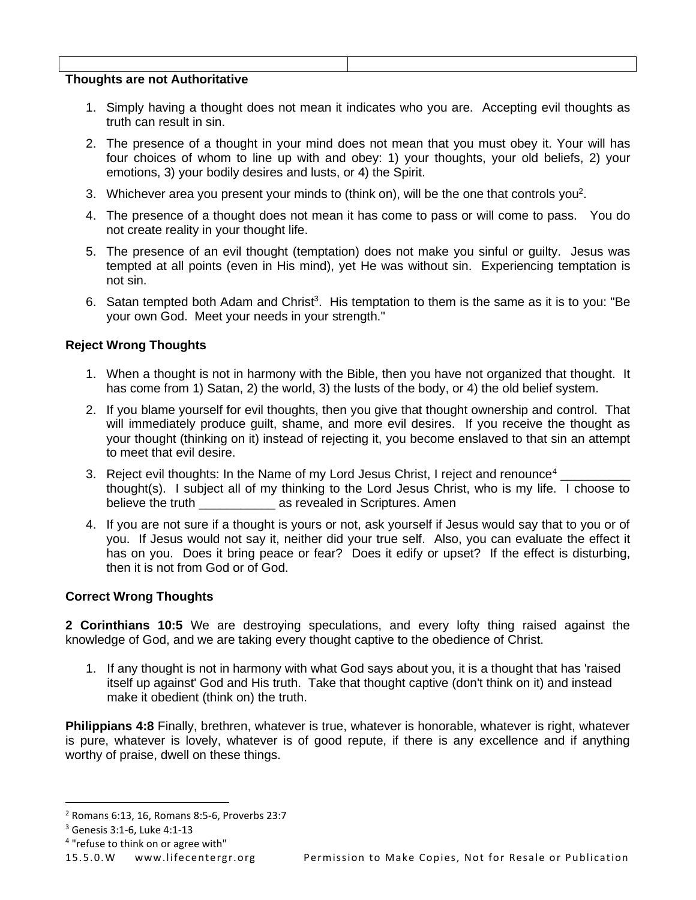| | |
|---|---|

**Thoughts are not Authoritative**

1. Simply having a thought does not mean it indicates who you are. Accepting evil thoughts as truth can result in sin.
2. The presence of a thought in your mind does not mean that you must obey it. Your will has four choices of whom to line up with and obey: 1) your thoughts, your old beliefs, 2) your emotions, 3) your bodily desires and lusts, or 4) the Spirit.
3. Whichever area you present your minds to (think on), will be the one that controls you[2].
4. The presence of a thought does not mean it has come to pass or will come to pass. You do not create reality in your thought life.
5. The presence of an evil thought (temptation) does not make you sinful or guilty. Jesus was tempted at all points (even in His mind), yet He was without sin. Experiencing temptation is not sin.
6. Satan tempted both Adam and Christ[3]. His temptation to them is the same as it is to you: "Be your own God. Meet your needs in your strength."

**Reject Wrong Thoughts**

1. When a thought is not in harmony with the Bible, then you have not organized that thought. It has come from 1) Satan, 2) the world, 3) the lusts of the body, or 4) the old belief system.
2. If you blame yourself for evil thoughts, then you give that thought ownership and control. That will immediately produce guilt, shame, and more evil desires. If you receive the thought as your thought (thinking on it) instead of rejecting it, you become enslaved to that sin an attempt to meet that evil desire.
3. Reject evil thoughts: In the Name of my Lord Jesus Christ, I reject and renounce[4] __________ thought(s). I subject all of my thinking to the Lord Jesus Christ, who is my life. I choose to believe the truth ___________ as revealed in Scriptures. Amen
4. If you are not sure if a thought is yours or not, ask yourself if Jesus would say that to you or of you. If Jesus would not say it, neither did your true self. Also, you can evaluate the effect it has on you. Does it bring peace or fear? Does it edify or upset? If the effect is disturbing, then it is not from God or of God.

**Correct Wrong Thoughts**

**2 Corinthians 10:5** We are destroying speculations, and every lofty thing raised against the knowledge of God, and we are taking every thought captive to the obedience of Christ.

1. If any thought is not in harmony with what God says about you, it is a thought that has 'raised itself up against' God and His truth. Take that thought captive (don't think on it) and instead make it obedient (think on) the truth.

**Philippians 4:8** Finally, brethren, whatever is true, whatever is honorable, whatever is right, whatever is pure, whatever is lovely, whatever is of good repute, if there is any excellence and if anything worthy of praise, dwell on these things.

---

[2] Romans 6:13, 16, Romans 8:5-6, Proverbs 23:7

[3] Genesis 3:1-6, Luke 4:1-13

[4] "refuse to think on or agree with"